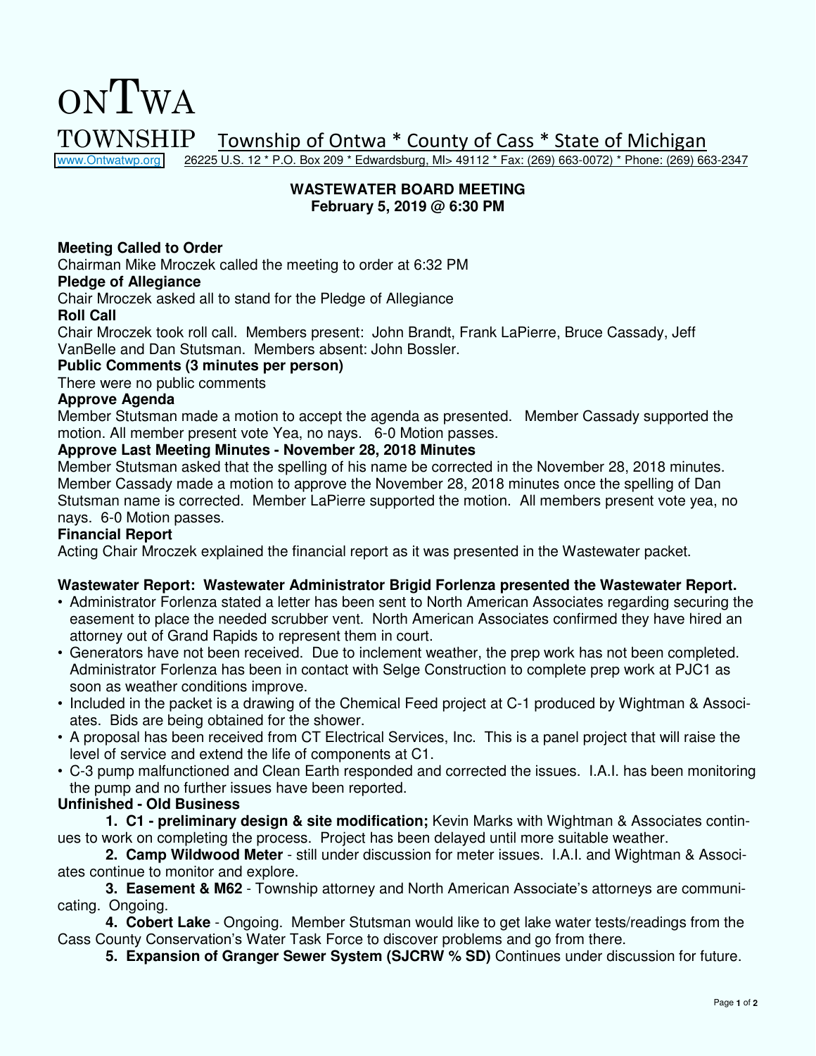# ONTWA TOWNSHIP

Township of Ontwa * County of Cass * State of Michigan

www.Ontwatwp.org 26225 U.S. 12 * P.O. Box 209 * Edwardsburg, MI> 49112 * Fax: (269) 663-0072) * Phone: (269) 663-2347

**WASTEWATER BOARD MEETING**
**February 5, 2019 @ 6:30 PM**

**Meeting Called to Order**

Chairman Mike Mroczek called the meeting to order at 6:32 PM

**Pledge of Allegiance**

Chair Mroczek asked all to stand for the Pledge of Allegiance

**Roll Call**

Chair Mroczek took roll call. Members present: John Brandt, Frank LaPierre, Bruce Cassady, Jeff VanBelle and Dan Stutsman. Members absent: John Bossler.

**Public Comments (3 minutes per person)**

There were no public comments

**Approve Agenda**

Member Stutsman made a motion to accept the agenda as presented. Member Cassady supported the motion. All member present vote Yea, no nays. 6-0 Motion passes.

**Approve Last Meeting Minutes - November 28, 2018 Minutes**

Member Stutsman asked that the spelling of his name be corrected in the November 28, 2018 minutes. Member Cassady made a motion to approve the November 28, 2018 minutes once the spelling of Dan Stutsman name is corrected. Member LaPierre supported the motion. All members present vote yea, no nays. 6-0 Motion passes.

**Financial Report**

Acting Chair Mroczek explained the financial report as it was presented in the Wastewater packet.

**Wastewater Report: Wastewater Administrator Brigid Forlenza presented the Wastewater Report.**

- Administrator Forlenza stated a letter has been sent to North American Associates regarding securing the easement to place the needed scrubber vent. North American Associates confirmed they have hired an attorney out of Grand Rapids to represent them in court.
- Generators have not been received. Due to inclement weather, the prep work has not been completed. Administrator Forlenza has been in contact with Selge Construction to complete prep work at PJC1 as soon as weather conditions improve.
- Included in the packet is a drawing of the Chemical Feed project at C-1 produced by Wightman & Associates. Bids are being obtained for the shower.
- A proposal has been received from CT Electrical Services, Inc. This is a panel project that will raise the level of service and extend the life of components at C1.
- C-3 pump malfunctioned and Clean Earth responded and corrected the issues. I.A.I. has been monitoring the pump and no further issues have been reported.

**Unfinished - Old Business**

**1. C1 - preliminary design & site modification;** Kevin Marks with Wightman & Associates continues to work on completing the process. Project has been delayed until more suitable weather.

**2. Camp Wildwood Meter** - still under discussion for meter issues. I.A.I. and Wightman & Associates continue to monitor and explore.

**3. Easement & M62** - Township attorney and North American Associate's attorneys are communicating. Ongoing.

**4. Cobert Lake** - Ongoing. Member Stutsman would like to get lake water tests/readings from the Cass County Conservation's Water Task Force to discover problems and go from there.

**5. Expansion of Granger Sewer System (SJCRW % SD)** Continues under discussion for future.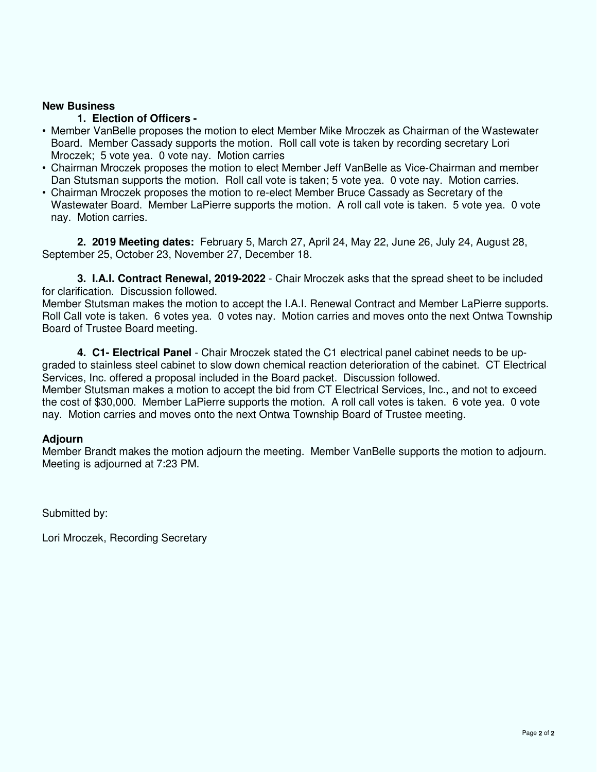## New Business

**1. Election of Officers -**

- Member VanBelle proposes the motion to elect Member Mike Mroczek as Chairman of the Wastewater Board. Member Cassady supports the motion. Roll call vote is taken by recording secretary Lori Mroczek; 5 vote yea. 0 vote nay. Motion carries
- Chairman Mroczek proposes the motion to elect Member Jeff VanBelle as Vice-Chairman and member Dan Stutsman supports the motion. Roll call vote is taken; 5 vote yea. 0 vote nay. Motion carries.
- Chairman Mroczek proposes the motion to re-elect Member Bruce Cassady as Secretary of the Wastewater Board. Member LaPierre supports the motion. A roll call vote is taken. 5 vote yea. 0 vote nay. Motion carries.

**2. 2019 Meeting dates:** February 5, March 27, April 24, May 22, June 26, July 24, August 28, September 25, October 23, November 27, December 18.

**3. I.A.I. Contract Renewal, 2019-2022** - Chair Mroczek asks that the spread sheet to be included for clarification. Discussion followed.
Member Stutsman makes the motion to accept the I.A.I. Renewal Contract and Member LaPierre supports. Roll Call vote is taken. 6 votes yea. 0 votes nay. Motion carries and moves onto the next Ontwa Township Board of Trustee Board meeting.

**4. C1- Electrical Panel** - Chair Mroczek stated the C1 electrical panel cabinet needs to be up-graded to stainless steel cabinet to slow down chemical reaction deterioration of the cabinet. CT Electrical Services, Inc. offered a proposal included in the Board packet. Discussion followed.
Member Stutsman makes a motion to accept the bid from CT Electrical Services, Inc., and not to exceed the cost of $30,000. Member LaPierre supports the motion. A roll call votes is taken. 6 vote yea. 0 vote nay. Motion carries and moves onto the next Ontwa Township Board of Trustee meeting.

## Adjourn

Member Brandt makes the motion adjourn the meeting. Member VanBelle supports the motion to adjourn. Meeting is adjourned at 7:23 PM.

Submitted by:

Lori Mroczek, Recording Secretary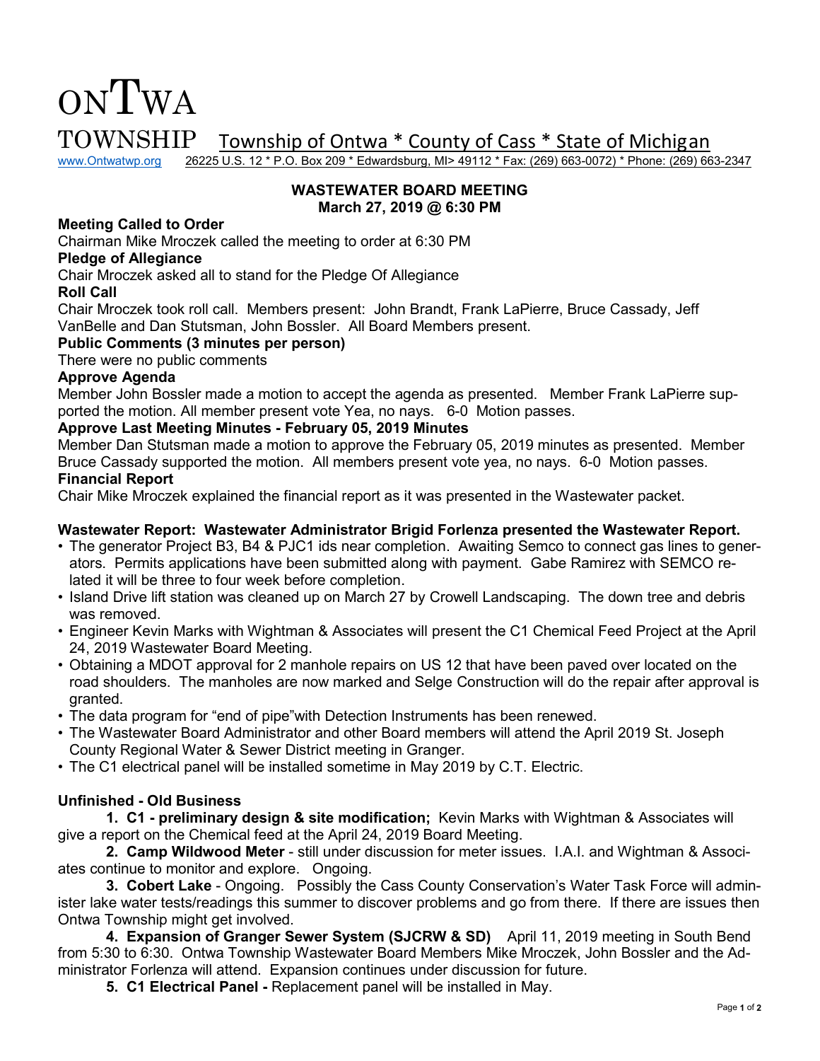# ONTWA TOWNSHIP

Township of Ontwa * County of Cass * State of Michigan

www.Ontwatwp.org 26225 U.S. 12 * P.O. Box 209 * Edwardsburg, MI> 49112 * Fax: (269) 663-0072) * Phone: (269) 663-2347

## WASTEWATER BOARD MEETING
## March 27, 2019 @ 6:30 PM

**Meeting Called to Order**

Chairman Mike Mroczek called the meeting to order at 6:30 PM

**Pledge of Allegiance**

Chair Mroczek asked all to stand for the Pledge Of Allegiance

**Roll Call**

Chair Mroczek took roll call. Members present: John Brandt, Frank LaPierre, Bruce Cassady, Jeff VanBelle and Dan Stutsman, John Bossler. All Board Members present.

**Public Comments (3 minutes per person)**

There were no public comments

**Approve Agenda**

Member John Bossler made a motion to accept the agenda as presented. Member Frank LaPierre supported the motion. All member present vote Yea, no nays. 6-0 Motion passes.

**Approve Last Meeting Minutes - February 05, 2019 Minutes**

Member Dan Stutsman made a motion to approve the February 05, 2019 minutes as presented. Member Bruce Cassady supported the motion. All members present vote yea, no nays. 6-0 Motion passes.

**Financial Report**

Chair Mike Mroczek explained the financial report as it was presented in the Wastewater packet.

**Wastewater Report: Wastewater Administrator Brigid Forlenza presented the Wastewater Report.**

- The generator Project B3, B4 & PJC1 ids near completion. Awaiting Semco to connect gas lines to generators. Permits applications have been submitted along with payment. Gabe Ramirez with SEMCO related it will be three to four week before completion.
- Island Drive lift station was cleaned up on March 27 by Crowell Landscaping. The down tree and debris was removed.
- Engineer Kevin Marks with Wightman & Associates will present the C1 Chemical Feed Project at the April 24, 2019 Wastewater Board Meeting.
- Obtaining a MDOT approval for 2 manhole repairs on US 12 that have been paved over located on the road shoulders. The manholes are now marked and Selge Construction will do the repair after approval is granted.
- The data program for "end of pipe"with Detection Instruments has been renewed.
- The Wastewater Board Administrator and other Board members will attend the April 2019 St. Joseph County Regional Water & Sewer District meeting in Granger.
- The C1 electrical panel will be installed sometime in May 2019 by C.T. Electric.

**Unfinished - Old Business**

1. **C1 - preliminary design & site modification;** Kevin Marks with Wightman & Associates will give a report on the Chemical feed at the April 24, 2019 Board Meeting.
2. **Camp Wildwood Meter** - still under discussion for meter issues. I.A.I. and Wightman & Associates continue to monitor and explore. Ongoing.
3. **Cobert Lake** - Ongoing. Possibly the Cass County Conservation's Water Task Force will administer lake water tests/readings this summer to discover problems and go from there. If there are issues then Ontwa Township might get involved.
4. **Expansion of Granger Sewer System (SJCRW & SD)** April 11, 2019 meeting in South Bend from 5:30 to 6:30. Ontwa Township Wastewater Board Members Mike Mroczek, John Bossler and the Administrator Forlenza will attend. Expansion continues under discussion for future.
5. **C1 Electrical Panel -** Replacement panel will be installed in May.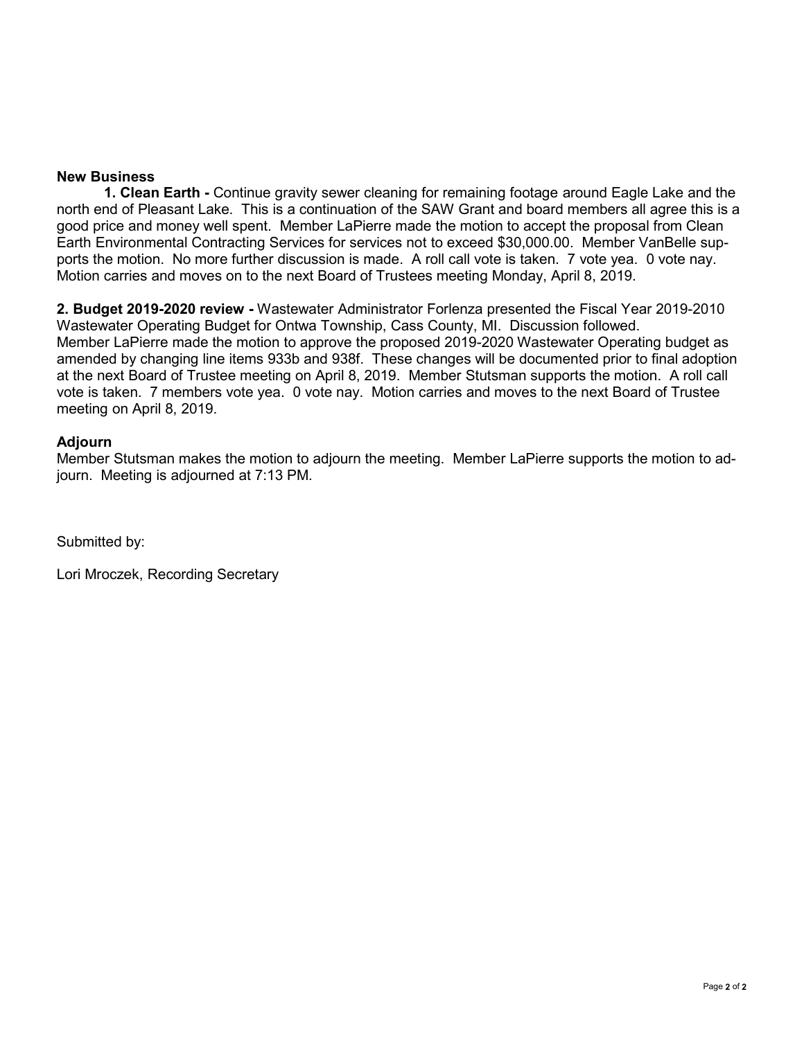## New Business

**1. Clean Earth -** Continue gravity sewer cleaning for remaining footage around Eagle Lake and the north end of Pleasant Lake. This is a continuation of the SAW Grant and board members all agree this is a good price and money well spent. Member LaPierre made the motion to accept the proposal from Clean Earth Environmental Contracting Services for services not to exceed $30,000.00. Member VanBelle supports the motion. No more further discussion is made. A roll call vote is taken. 7 vote yea. 0 vote nay. Motion carries and moves on to the next Board of Trustees meeting Monday, April 8, 2019.

**2. Budget 2019-2020 review -** Wastewater Administrator Forlenza presented the Fiscal Year 2019-2010 Wastewater Operating Budget for Ontwa Township, Cass County, MI. Discussion followed.
Member LaPierre made the motion to approve the proposed 2019-2020 Wastewater Operating budget as amended by changing line items 933b and 938f. These changes will be documented prior to final adoption at the next Board of Trustee meeting on April 8, 2019. Member Stutsman supports the motion. A roll call vote is taken. 7 members vote yea. 0 vote nay. Motion carries and moves to the next Board of Trustee meeting on April 8, 2019.

## Adjourn

Member Stutsman makes the motion to adjourn the meeting. Member LaPierre supports the motion to adjourn. Meeting is adjourned at 7:13 PM.

Submitted by:

Lori Mroczek, Recording Secretary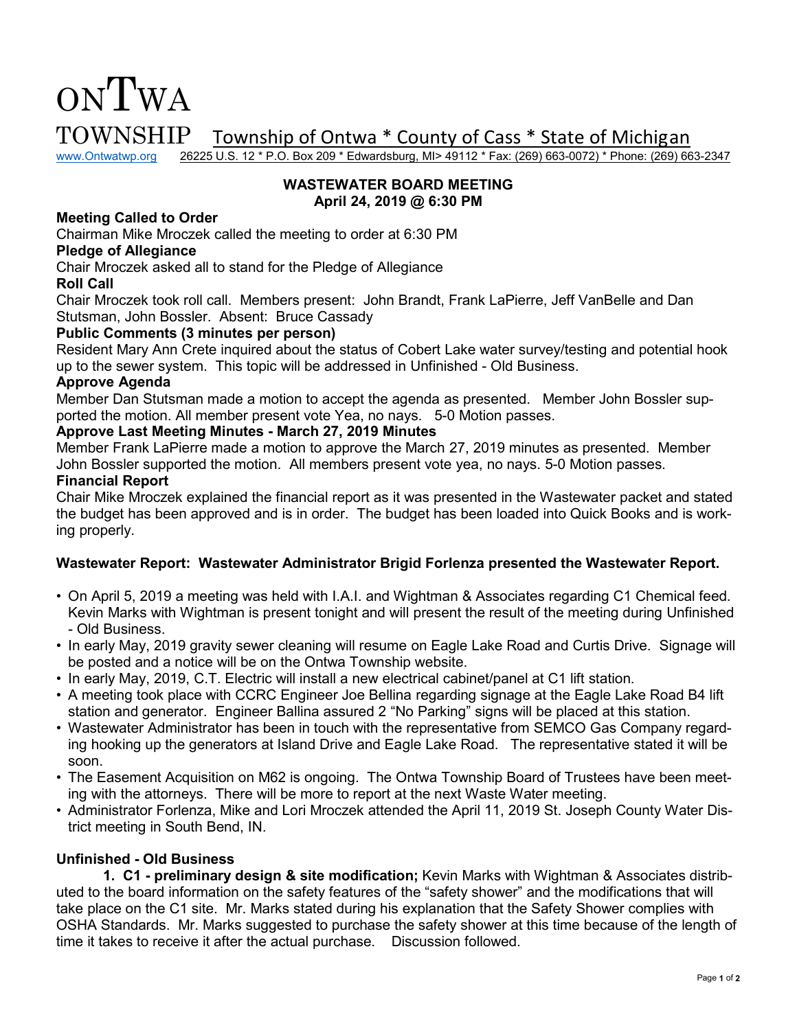ONTWA TOWNSHIP Township of Ontwa * County of Cass * State of Michigan

www.Ontwatwp.org 26225 U.S. 12 * P.O. Box 209 * Edwardsburg, MI> 49112 * Fax: (269) 663-0072) * Phone: (269) 663-2347

## WASTEWATER BOARD MEETING
## April 24, 2019 @ 6:30 PM

**Meeting Called to Order**

Chairman Mike Mroczek called the meeting to order at 6:30 PM

**Pledge of Allegiance**

Chair Mroczek asked all to stand for the Pledge of Allegiance

**Roll Call**

Chair Mroczek took roll call. Members present: John Brandt, Frank LaPierre, Jeff VanBelle and Dan Stutsman, John Bossler. Absent: Bruce Cassady

**Public Comments (3 minutes per person)**

Resident Mary Ann Crete inquired about the status of Cobert Lake water survey/testing and potential hook up to the sewer system. This topic will be addressed in Unfinished - Old Business.

**Approve Agenda**

Member Dan Stutsman made a motion to accept the agenda as presented. Member John Bossler supported the motion. All member present vote Yea, no nays. 5-0 Motion passes.

**Approve Last Meeting Minutes - March 27, 2019 Minutes**

Member Frank LaPierre made a motion to approve the March 27, 2019 minutes as presented. Member John Bossler supported the motion. All members present vote yea, no nays. 5-0 Motion passes.

**Financial Report**

Chair Mike Mroczek explained the financial report as it was presented in the Wastewater packet and stated the budget has been approved and is in order. The budget has been loaded into Quick Books and is working properly.

**Wastewater Report: Wastewater Administrator Brigid Forlenza presented the Wastewater Report.**

- On April 5, 2019 a meeting was held with I.A.I. and Wightman & Associates regarding C1 Chemical feed. Kevin Marks with Wightman is present tonight and will present the result of the meeting during Unfinished - Old Business.
- In early May, 2019 gravity sewer cleaning will resume on Eagle Lake Road and Curtis Drive. Signage will be posted and a notice will be on the Ontwa Township website.
- In early May, 2019, C.T. Electric will install a new electrical cabinet/panel at C1 lift station.
- A meeting took place with CCRC Engineer Joe Bellina regarding signage at the Eagle Lake Road B4 lift station and generator. Engineer Ballina assured 2 "No Parking" signs will be placed at this station.
- Wastewater Administrator has been in touch with the representative from SEMCO Gas Company regarding hooking up the generators at Island Drive and Eagle Lake Road. The representative stated it will be soon.
- The Easement Acquisition on M62 is ongoing. The Ontwa Township Board of Trustees have been meeting with the attorneys. There will be more to report at the next Waste Water meeting.
- Administrator Forlenza, Mike and Lori Mroczek attended the April 11, 2019 St. Joseph County Water District meeting in South Bend, IN.

**Unfinished - Old Business**

**1. C1 - preliminary design & site modification;** Kevin Marks with Wightman & Associates distributed to the board information on the safety features of the "safety shower" and the modifications that will take place on the C1 site. Mr. Marks stated during his explanation that the Safety Shower complies with OSHA Standards. Mr. Marks suggested to purchase the safety shower at this time because of the length of time it takes to receive it after the actual purchase. Discussion followed.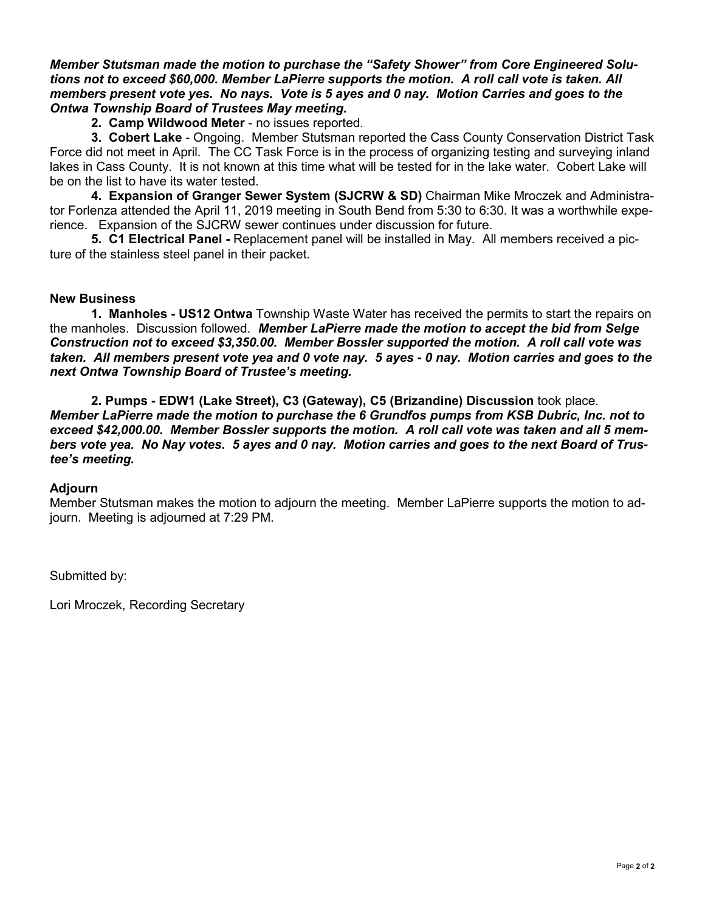***Member Stutsman made the motion to purchase the "Safety Shower" from Core Engineered Solutions not to exceed $60,000. Member LaPierre supports the motion. A roll call vote is taken. All members present vote yes. No nays. Vote is 5 ayes and 0 nay. Motion Carries and goes to the Ontwa Township Board of Trustees May meeting.***

**2. Camp Wildwood Meter** - no issues reported.

**3. Cobert Lake** - Ongoing. Member Stutsman reported the Cass County Conservation District Task Force did not meet in April. The CC Task Force is in the process of organizing testing and surveying inland lakes in Cass County. It is not known at this time what will be tested for in the lake water. Cobert Lake will be on the list to have its water tested.

**4. Expansion of Granger Sewer System (SJCRW & SD)** Chairman Mike Mroczek and Administrator Forlenza attended the April 11, 2019 meeting in South Bend from 5:30 to 6:30. It was a worthwhile experience. Expansion of the SJCRW sewer continues under discussion for future.

**5. C1 Electrical Panel -** Replacement panel will be installed in May. All members received a picture of the stainless steel panel in their packet.

**New Business**

**1. Manholes - US12 Ontwa** Township Waste Water has received the permits to start the repairs on the manholes. Discussion followed. ***Member LaPierre made the motion to accept the bid from Selge Construction not to exceed $3,350.00. Member Bossler supported the motion. A roll call vote was taken. All members present vote yea and 0 vote nay. 5 ayes - 0 nay. Motion carries and goes to the next Ontwa Township Board of Trustee's meeting.***

**2. Pumps - EDW1 (Lake Street), C3 (Gateway), C5 (Brizandine) Discussion** took place. ***Member LaPierre made the motion to purchase the 6 Grundfos pumps from KSB Dubric, Inc. not to exceed $42,000.00. Member Bossler supports the motion. A roll call vote was taken and all 5 members vote yea. No Nay votes. 5 ayes and 0 nay. Motion carries and goes to the next Board of Trustee's meeting.***

**Adjourn**

Member Stutsman makes the motion to adjourn the meeting. Member LaPierre supports the motion to adjourn. Meeting is adjourned at 7:29 PM.

Submitted by:

Lori Mroczek, Recording Secretary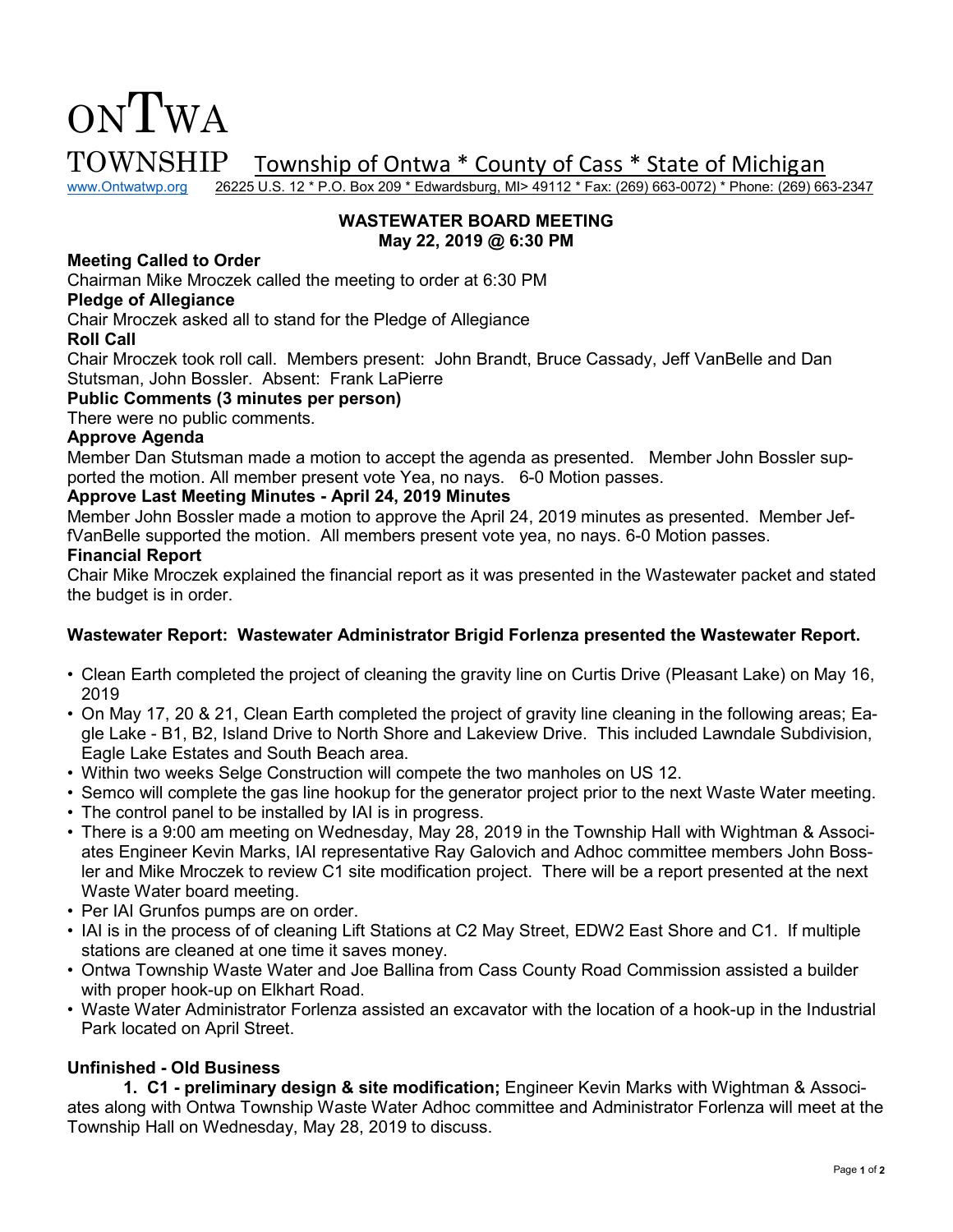# ONTWA TOWNSHIP

Township of Ontwa * County of Cass * State of Michigan

www.Ontwatwp.org 26225 U.S. 12 * P.O. Box 209 * Edwardsburg, MI> 49112 * Fax: (269) 663-0072) * Phone: (269) 663-2347

## WASTEWATER BOARD MEETING
## May 22, 2019 @ 6:30 PM

**Meeting Called to Order**

Chairman Mike Mroczek called the meeting to order at 6:30 PM

**Pledge of Allegiance**

Chair Mroczek asked all to stand for the Pledge of Allegiance

**Roll Call**

Chair Mroczek took roll call. Members present: John Brandt, Bruce Cassady, Jeff VanBelle and Dan Stutsman, John Bossler. Absent: Frank LaPierre

**Public Comments (3 minutes per person)**

There were no public comments.

**Approve Agenda**

Member Dan Stutsman made a motion to accept the agenda as presented. Member John Bossler supported the motion. All member present vote Yea, no nays. 6-0 Motion passes.

**Approve Last Meeting Minutes - April 24, 2019 Minutes**

Member John Bossler made a motion to approve the April 24, 2019 minutes as presented. Member JeffVanBelle supported the motion. All members present vote yea, no nays. 6-0 Motion passes.

**Financial Report**

Chair Mike Mroczek explained the financial report as it was presented in the Wastewater packet and stated the budget is in order.

**Wastewater Report: Wastewater Administrator Brigid Forlenza presented the Wastewater Report.**

- Clean Earth completed the project of cleaning the gravity line on Curtis Drive (Pleasant Lake) on May 16, 2019
- On May 17, 20 & 21, Clean Earth completed the project of gravity line cleaning in the following areas; Eagle Lake - B1, B2, Island Drive to North Shore and Lakeview Drive. This included Lawndale Subdivision, Eagle Lake Estates and South Beach area.
- Within two weeks Selge Construction will compete the two manholes on US 12.
- Semco will complete the gas line hookup for the generator project prior to the next Waste Water meeting.
- The control panel to be installed by IAI is in progress.
- There is a 9:00 am meeting on Wednesday, May 28, 2019 in the Township Hall with Wightman & Associates Engineer Kevin Marks, IAI representative Ray Galovich and Adhoc committee members John Bossler and Mike Mroczek to review C1 site modification project. There will be a report presented at the next Waste Water board meeting.
- Per IAI Grunfos pumps are on order.
- IAI is in the process of of cleaning Lift Stations at C2 May Street, EDW2 East Shore and C1. If multiple stations are cleaned at one time it saves money.
- Ontwa Township Waste Water and Joe Ballina from Cass County Road Commission assisted a builder with proper hook-up on Elkhart Road.
- Waste Water Administrator Forlenza assisted an excavator with the location of a hook-up in the Industrial Park located on April Street.

**Unfinished - Old Business**

**1. C1 - preliminary design & site modification;** Engineer Kevin Marks with Wightman & Associates along with Ontwa Township Waste Water Adhoc committee and Administrator Forlenza will meet at the Township Hall on Wednesday, May 28, 2019 to discuss.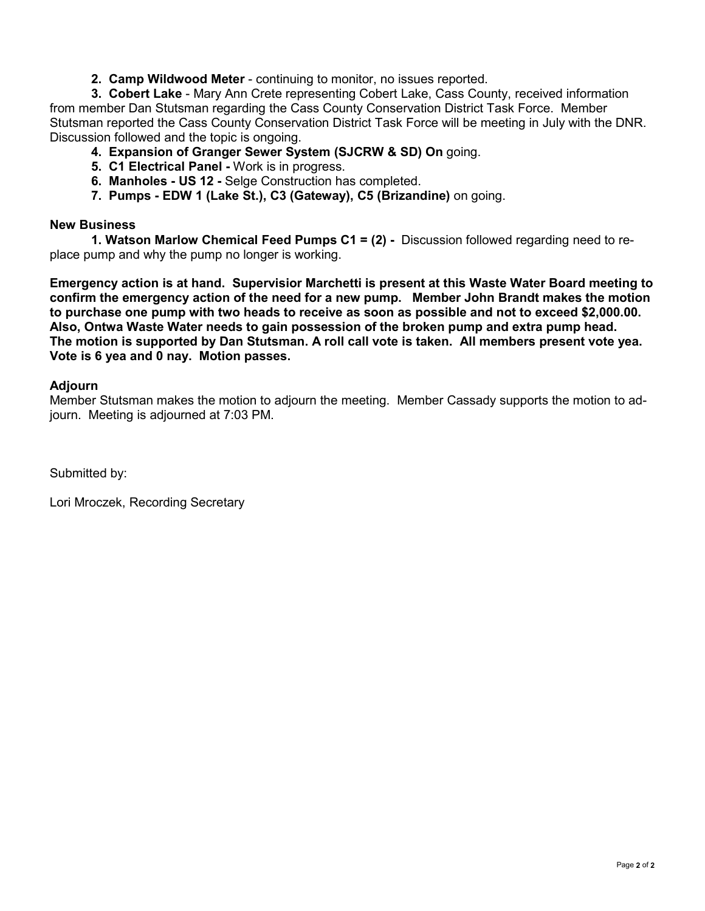2. **Camp Wildwood Meter** - continuing to monitor, no issues reported.
3. **Cobert Lake** - Mary Ann Crete representing Cobert Lake, Cass County, received information from member Dan Stutsman regarding the Cass County Conservation District Task Force. Member Stutsman reported the Cass County Conservation District Task Force will be meeting in July with the DNR. Discussion followed and the topic is ongoing.
4. **Expansion of Granger Sewer System (SJCRW & SD) On** going.
5. **C1 Electrical Panel -** Work is in progress.
6. **Manholes - US 12 -** Selge Construction has completed.
7. **Pumps - EDW 1 (Lake St.), C3 (Gateway), C5 (Brizandine)** on going.

**New Business**

1. **Watson Marlow Chemical Feed Pumps C1 = (2) -** Discussion followed regarding need to replace pump and why the pump no longer is working.

**Emergency action is at hand. Supervisior Marchetti is present at this Waste Water Board meeting to confirm the emergency action of the need for a new pump. Member John Brandt makes the motion to purchase one pump with two heads to receive as soon as possible and not to exceed $2,000.00. Also, Ontwa Waste Water needs to gain possession of the broken pump and extra pump head. The motion is supported by Dan Stutsman. A roll call vote is taken. All members present vote yea. Vote is 6 yea and 0 nay. Motion passes.**

**Adjourn**

Member Stutsman makes the motion to adjourn the meeting. Member Cassady supports the motion to adjourn. Meeting is adjourned at 7:03 PM.

Submitted by:

Lori Mroczek, Recording Secretary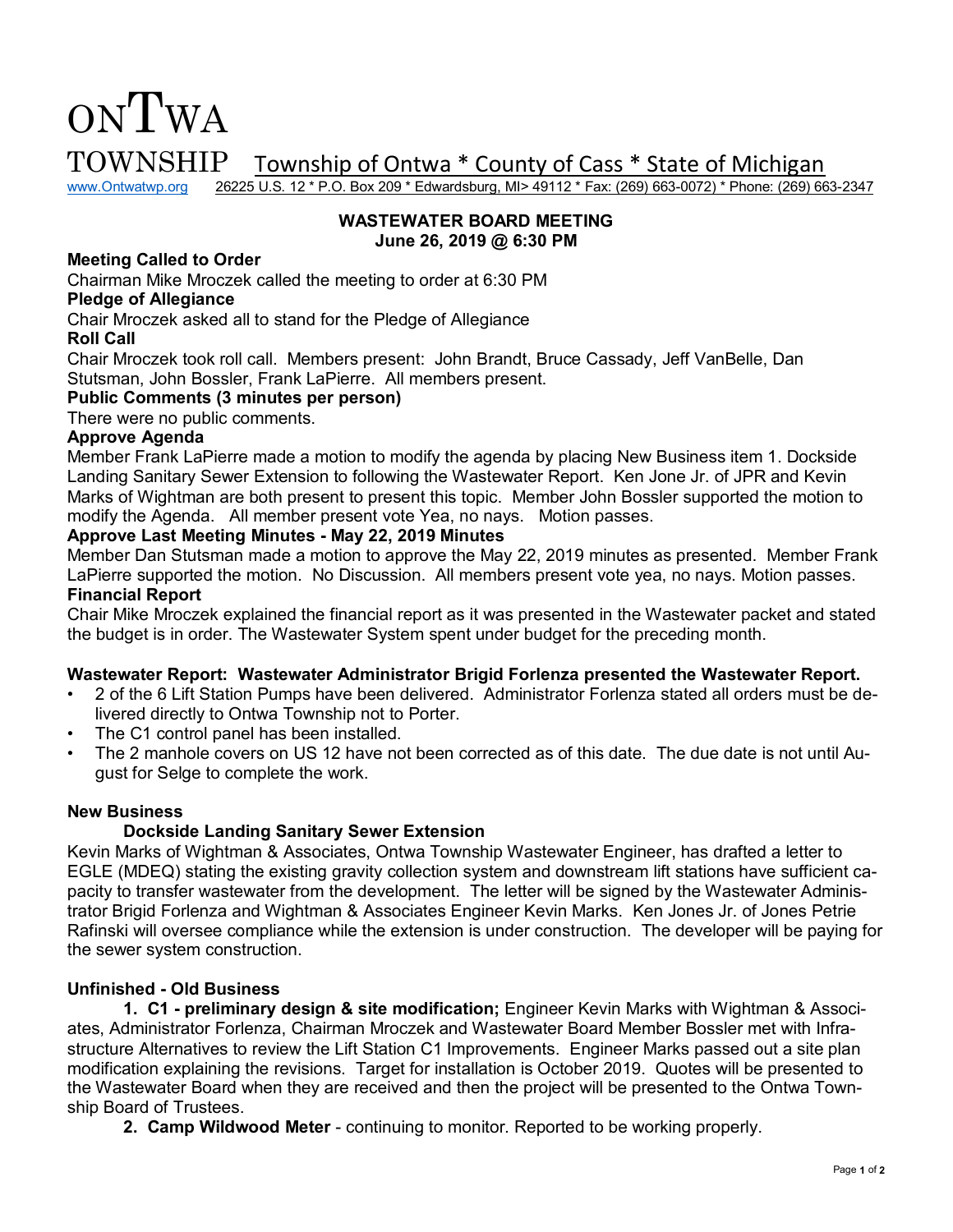# ONTWA TOWNSHIP

Township of Ontwa * County of Cass * State of Michigan

www.Ontwatwp.org 26225 U.S. 12 * P.O. Box 209 * Edwardsburg, MI> 49112 * Fax: (269) 663-0072) * Phone: (269) 663-2347

## WASTEWATER BOARD MEETING
### June 26, 2019 @ 6:30 PM

**Meeting Called to Order**

Chairman Mike Mroczek called the meeting to order at 6:30 PM

**Pledge of Allegiance**

Chair Mroczek asked all to stand for the Pledge of Allegiance

**Roll Call**

Chair Mroczek took roll call. Members present: John Brandt, Bruce Cassady, Jeff VanBelle, Dan Stutsman, John Bossler, Frank LaPierre. All members present.

**Public Comments (3 minutes per person)**

There were no public comments.

**Approve Agenda**

Member Frank LaPierre made a motion to modify the agenda by placing New Business item 1. Dockside Landing Sanitary Sewer Extension to following the Wastewater Report. Ken Jone Jr. of JPR and Kevin Marks of Wightman are both present to present this topic. Member John Bossler supported the motion to modify the Agenda. All member present vote Yea, no nays. Motion passes.

**Approve Last Meeting Minutes - May 22, 2019 Minutes**

Member Dan Stutsman made a motion to approve the May 22, 2019 minutes as presented. Member Frank LaPierre supported the motion. No Discussion. All members present vote yea, no nays. Motion passes.

**Financial Report**

Chair Mike Mroczek explained the financial report as it was presented in the Wastewater packet and stated the budget is in order. The Wastewater System spent under budget for the preceding month.

**Wastewater Report: Wastewater Administrator Brigid Forlenza presented the Wastewater Report.**

- 2 of the 6 Lift Station Pumps have been delivered. Administrator Forlenza stated all orders must be delivered directly to Ontwa Township not to Porter.
- The C1 control panel has been installed.
- The 2 manhole covers on US 12 have not been corrected as of this date. The due date is not until August for Selge to complete the work.

**New Business**

**Dockside Landing Sanitary Sewer Extension**

Kevin Marks of Wightman & Associates, Ontwa Township Wastewater Engineer, has drafted a letter to EGLE (MDEQ) stating the existing gravity collection system and downstream lift stations have sufficient capacity to transfer wastewater from the development. The letter will be signed by the Wastewater Administrator Brigid Forlenza and Wightman & Associates Engineer Kevin Marks. Ken Jones Jr. of Jones Petrie Rafinski will oversee compliance while the extension is under construction. The developer will be paying for the sewer system construction.

**Unfinished - Old Business**

1. **C1 - preliminary design & site modification;** Engineer Kevin Marks with Wightman & Associates, Administrator Forlenza, Chairman Mroczek and Wastewater Board Member Bossler met with Infrastructure Alternatives to review the Lift Station C1 Improvements. Engineer Marks passed out a site plan modification explaining the revisions. Target for installation is October 2019. Quotes will be presented to the Wastewater Board when they are received and then the project will be presented to the Ontwa Township Board of Trustees.
2. **Camp Wildwood Meter** - continuing to monitor. Reported to be working properly.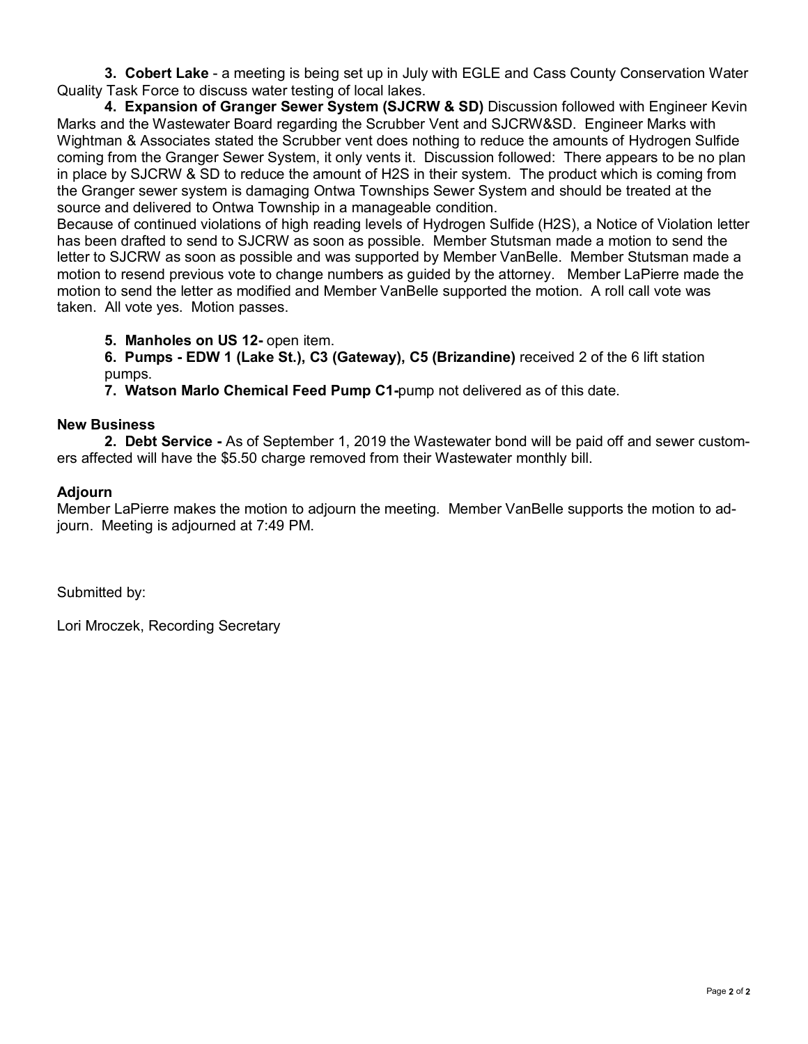**3. Cobert Lake** - a meeting is being set up in July with EGLE and Cass County Conservation Water Quality Task Force to discuss water testing of local lakes.

**4. Expansion of Granger Sewer System (SJCRW & SD)** Discussion followed with Engineer Kevin Marks and the Wastewater Board regarding the Scrubber Vent and SJCRW&SD. Engineer Marks with Wightman & Associates stated the Scrubber vent does nothing to reduce the amounts of Hydrogen Sulfide coming from the Granger Sewer System, it only vents it. Discussion followed: There appears to be no plan in place by SJCRW & SD to reduce the amount of $H_2S$ in their system. The product which is coming from the Granger sewer system is damaging Ontwa Townships Sewer System and should be treated at the source and delivered to Ontwa Township in a manageable condition.

Because of continued violations of high reading levels of Hydrogen Sulfide ($H_2S$), a Notice of Violation letter has been drafted to send to SJCRW as soon as possible. Member Stutsman made a motion to send the letter to SJCRW as soon as possible and was supported by Member VanBelle. Member Stutsman made a motion to resend previous vote to change numbers as guided by the attorney. Member LaPierre made the motion to send the letter as modified and Member VanBelle supported the motion. A roll call vote was taken. All vote yes. Motion passes.

**5. Manholes on US 12-** open item.

**6. Pumps - EDW 1 (Lake St.), C3 (Gateway), C5 (Brizandine)** received 2 of the 6 lift station pumps.

**7. Watson Marlo Chemical Feed Pump C1-**pump not delivered as of this date.

### New Business

**2. Debt Service -** As of September 1, 2019 the Wastewater bond will be paid off and sewer customers affected will have the $5.50 charge removed from their Wastewater monthly bill.

### Adjourn

Member LaPierre makes the motion to adjourn the meeting. Member VanBelle supports the motion to adjourn. Meeting is adjourned at 7:49 PM.

Submitted by:

Lori Mroczek, Recording Secretary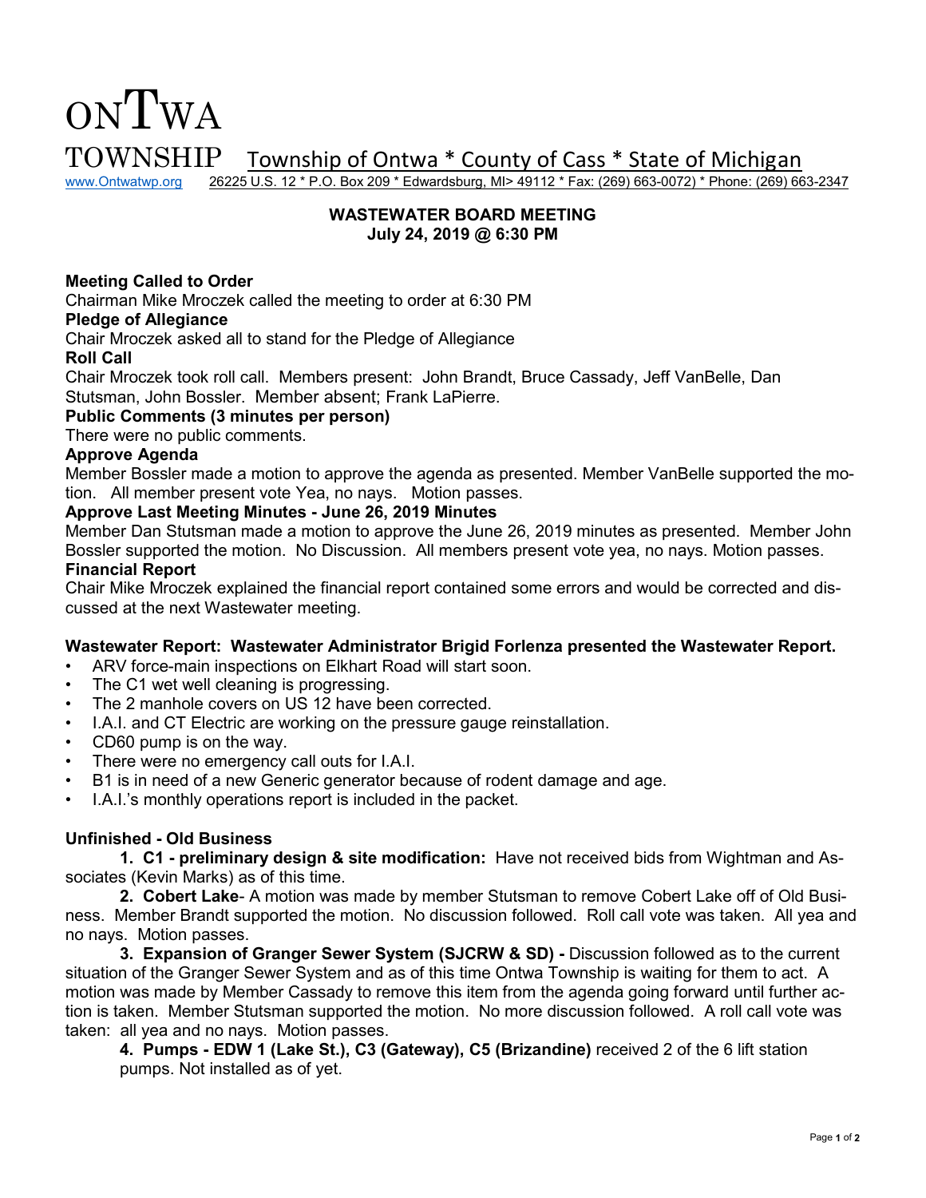# ONTWA TOWNSHIP

Township of Ontwa * County of Cass * State of Michigan

www.Ontwatwp.org 26225 U.S. 12 * P.O. Box 209 * Edwardsburg, MI> 49112 * Fax: (269) 663-0072) * Phone: (269) 663-2347

**WASTEWATER BOARD MEETING**
**July 24, 2019 @ 6:30 PM**

**Meeting Called to Order**

Chairman Mike Mroczek called the meeting to order at 6:30 PM

**Pledge of Allegiance**

Chair Mroczek asked all to stand for the Pledge of Allegiance

**Roll Call**

Chair Mroczek took roll call. Members present: John Brandt, Bruce Cassady, Jeff VanBelle, Dan Stutsman, John Bossler. Member absent; Frank LaPierre.

**Public Comments (3 minutes per person)**

There were no public comments.

**Approve Agenda**

Member Bossler made a motion to approve the agenda as presented. Member VanBelle supported the motion. All member present vote Yea, no nays. Motion passes.

**Approve Last Meeting Minutes - June 26, 2019 Minutes**

Member Dan Stutsman made a motion to approve the June 26, 2019 minutes as presented. Member John Bossler supported the motion. No Discussion. All members present vote yea, no nays. Motion passes.

**Financial Report**

Chair Mike Mroczek explained the financial report contained some errors and would be corrected and discussed at the next Wastewater meeting.

**Wastewater Report: Wastewater Administrator Brigid Forlenza presented the Wastewater Report.**

- ARV force-main inspections on Elkhart Road will start soon.
- The C1 wet well cleaning is progressing.
- The 2 manhole covers on US 12 have been corrected.
- I.A.I. and CT Electric are working on the pressure gauge reinstallation.
- CD60 pump is on the way.
- There were no emergency call outs for I.A.I.
- B1 is in need of a new Generic generator because of rodent damage and age.
- I.A.I.'s monthly operations report is included in the packet.

**Unfinished - Old Business**

**1. C1 - preliminary design & site modification:** Have not received bids from Wightman and Associates (Kevin Marks) as of this time.

**2. Cobert Lake**- A motion was made by member Stutsman to remove Cobert Lake off of Old Business. Member Brandt supported the motion. No discussion followed. Roll call vote was taken. All yea and no nays. Motion passes.

**3. Expansion of Granger Sewer System (SJCRW & SD) -** Discussion followed as to the current situation of the Granger Sewer System and as of this time Ontwa Township is waiting for them to act. A motion was made by Member Cassady to remove this item from the agenda going forward until further action is taken. Member Stutsman supported the motion. No more discussion followed. A roll call vote was taken: all yea and no nays. Motion passes.

**4. Pumps - EDW 1 (Lake St.), C3 (Gateway), C5 (Brizandine)** received 2 of the 6 lift station pumps. Not installed as of yet.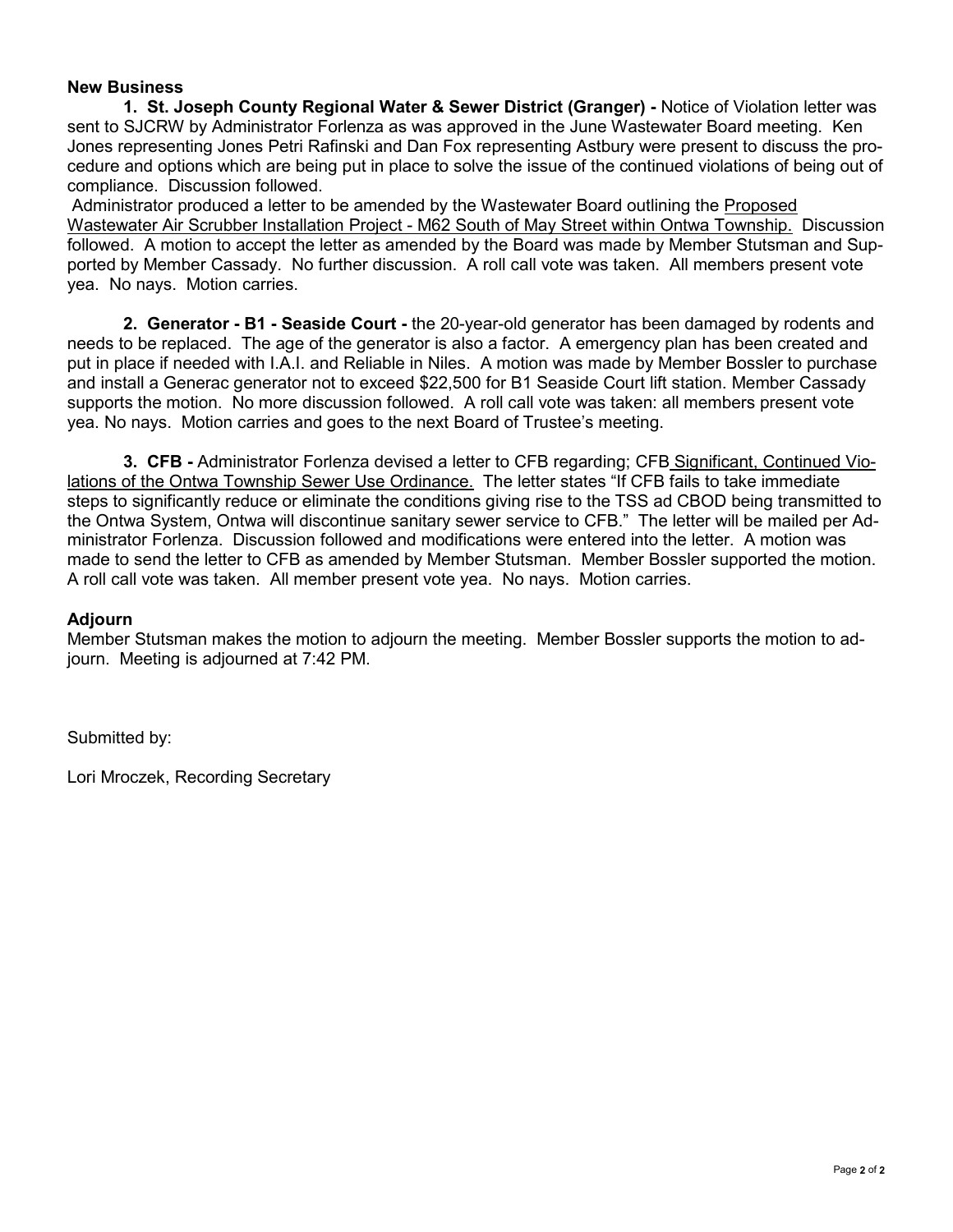## New Business

**1. St. Joseph County Regional Water & Sewer District (Granger) -** Notice of Violation letter was sent to SJCRW by Administrator Forlenza as was approved in the June Wastewater Board meeting. Ken Jones representing Jones Petri Rafinski and Dan Fox representing Astbury were present to discuss the procedure and options which are being put in place to solve the issue of the continued violations of being out of compliance. Discussion followed.

Administrator produced a letter to be amended by the Wastewater Board outlining the Proposed Wastewater Air Scrubber Installation Project - M62 South of May Street within Ontwa Township. Discussion followed. A motion to accept the letter as amended by the Board was made by Member Stutsman and Supported by Member Cassady. No further discussion. A roll call vote was taken. All members present vote yea. No nays. Motion carries.

**2. Generator - B1 - Seaside Court -** the 20-year-old generator has been damaged by rodents and needs to be replaced. The age of the generator is also a factor. A emergency plan has been created and put in place if needed with I.A.I. and Reliable in Niles. A motion was made by Member Bossler to purchase and install a Generac generator not to exceed $22,500 for B1 Seaside Court lift station. Member Cassady supports the motion. No more discussion followed. A roll call vote was taken: all members present vote yea. No nays. Motion carries and goes to the next Board of Trustee's meeting.

**3. CFB -** Administrator Forlenza devised a letter to CFB regarding; CFB Significant, Continued Violations of the Ontwa Township Sewer Use Ordinance. The letter states "If CFB fails to take immediate steps to significantly reduce or eliminate the conditions giving rise to the TSS ad CBOD being transmitted to the Ontwa System, Ontwa will discontinue sanitary sewer service to CFB." The letter will be mailed per Administrator Forlenza. Discussion followed and modifications were entered into the letter. A motion was made to send the letter to CFB as amended by Member Stutsman. Member Bossler supported the motion. A roll call vote was taken. All member present vote yea. No nays. Motion carries.

## Adjourn

Member Stutsman makes the motion to adjourn the meeting. Member Bossler supports the motion to adjourn. Meeting is adjourned at 7:42 PM.

Submitted by:

Lori Mroczek, Recording Secretary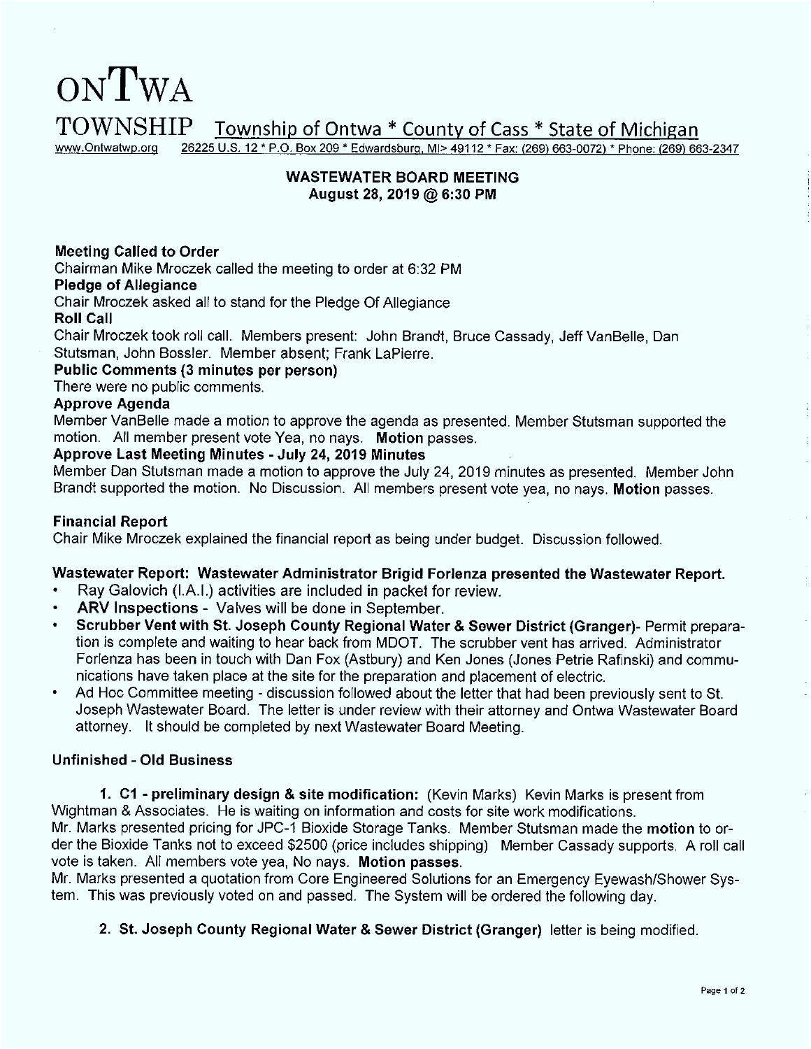# ONTWA TOWNSHIP

**Township of Ontwa * County of Cass * State of Michigan**

www.Ontwatwp.org 26225 U.S. 12 * P.O. Box 209 * Edwardsburg, MI> 49112 * Fax: (269) 663-0072) * Phone: (269) 663-2347

## WASTEWATER BOARD MEETING
**August 28, 2019 @ 6:30 PM**

**Meeting Called to Order**

Chairman Mike Mroczek called the meeting to order at 6:32 PM

**Pledge of Allegiance**

Chair Mroczek asked all to stand for the Pledge Of Allegiance

**Roll Call**

Chair Mroczek took roll call. Members present: John Brandt, Bruce Cassady, Jeff VanBelle, Dan Stutsman, John Bossler. Member absent; Frank LaPierre.

**Public Comments (3 minutes per person)**

There were no public comments.

**Approve Agenda**

Member VanBelle made a motion to approve the agenda as presented. Member Stutsman supported the motion. All member present vote Yea, no nays. **Motion** passes.

**Approve Last Meeting Minutes - July 24, 2019 Minutes**

Member Dan Stutsman made a motion to approve the July 24, 2019 minutes as presented. Member John Brandt supported the motion. No Discussion. All members present vote yea, no nays. **Motion** passes.

**Financial Report**

Chair Mike Mroczek explained the financial report as being under budget. Discussion followed.

**Wastewater Report: Wastewater Administrator Brigid Forlenza presented the Wastewater Report.**

- Ray Galovich (I.A.I.) activities are included in packet for review.
- **ARV Inspections** - Valves will be done in September.
- **Scrubber Vent with St. Joseph County Regional Water & Sewer District (Granger)**- Permit preparation is complete and waiting to hear back from MDOT. The scrubber vent has arrived. Administrator Forlenza has been in touch with Dan Fox (Astbury) and Ken Jones (Jones Petrie Rafinski) and communications have taken place at the site for the preparation and placement of electric.
- Ad Hoc Committee meeting - discussion followed about the letter that had been previously sent to St. Joseph Wastewater Board. The letter is under review with their attorney and Ontwa Wastewater Board attorney. It should be completed by next Wastewater Board Meeting.

**Unfinished - Old Business**

1. **C1 - preliminary design & site modification:** (Kevin Marks) Kevin Marks is present from Wightman & Associates. He is waiting on information and costs for site work modifications.

Mr. Marks presented pricing for JPC-1 Bioxide Storage Tanks. Member Stutsman made the **motion** to order the Bioxide Tanks not to exceed $2500 (price includes shipping) Member Cassady supports. A roll call vote is taken. All members vote yea, No nays. **Motion passes.**

Mr. Marks presented a quotation from Core Engineered Solutions for an Emergency Eyewash/Shower System. This was previously voted on and passed. The System will be ordered the following day.

2. **St. Joseph County Regional Water & Sewer District (Granger)** letter is being modified.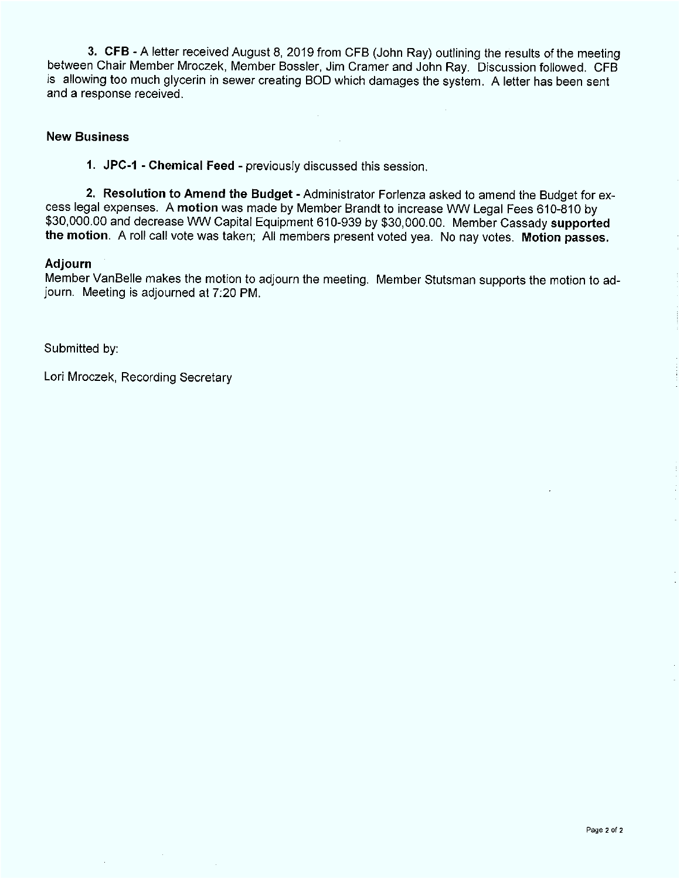**3. CFB** - A letter received August 8, 2019 from CFB (John Ray) outlining the results of the meeting between Chair Member Mroczek, Member Bossler, Jim Cramer and John Ray. Discussion followed. CFB is allowing too much glycerin in sewer creating BOD which damages the system. A letter has been sent and a response received.

### New Business

**1. JPC-1 - Chemical Feed** - previously discussed this session.

**2. Resolution to Amend the Budget** - Administrator Forlenza asked to amend the Budget for excess legal expenses. A **motion** was made by Member Brandt to increase WW Legal Fees 610-810 by $30,000.00 and decrease WW Capital Equipment 610-939 by $30,000.00. Member Cassady **supported the motion**. A roll call vote was taken; All members present voted yea. No nay votes. **Motion passes.**

### Adjourn

Member VanBelle makes the motion to adjourn the meeting. Member Stutsman supports the motion to adjourn. Meeting is adjourned at 7:20 PM.

Submitted by:

Lori Mroczek, Recording Secretary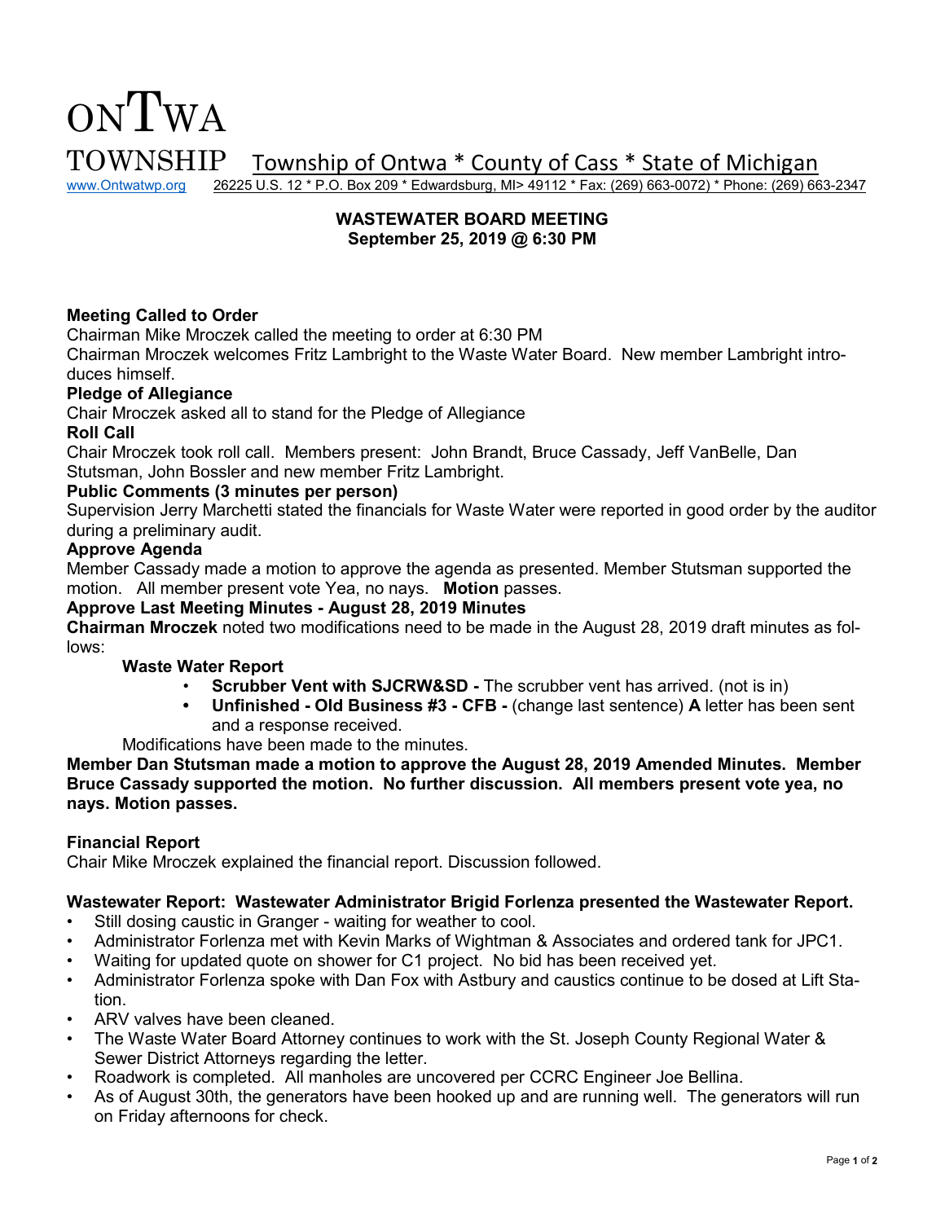# ONTWA TOWNSHIP

Township of Ontwa * County of Cass * State of Michigan

www.Ontwatwp.org 26225 U.S. 12 * P.O. Box 209 * Edwardsburg, MI> 49112 * Fax: (269) 663-0072) * Phone: (269) 663-2347

**WASTEWATER BOARD MEETING**
**September 25, 2019 @ 6:30 PM**

**Meeting Called to Order**

Chairman Mike Mroczek called the meeting to order at 6:30 PM

Chairman Mroczek welcomes Fritz Lambright to the Waste Water Board. New member Lambright introduces himself.

**Pledge of Allegiance**

Chair Mroczek asked all to stand for the Pledge of Allegiance

**Roll Call**

Chair Mroczek took roll call. Members present: John Brandt, Bruce Cassady, Jeff VanBelle, Dan Stutsman, John Bossler and new member Fritz Lambright.

**Public Comments (3 minutes per person)**

Supervision Jerry Marchetti stated the financials for Waste Water were reported in good order by the auditor during a preliminary audit.

**Approve Agenda**

Member Cassady made a motion to approve the agenda as presented. Member Stutsman supported the motion. All member present vote Yea, no nays. **Motion** passes.

**Approve Last Meeting Minutes - August 28, 2019 Minutes**

**Chairman Mroczek** noted two modifications need to be made in the August 28, 2019 draft minutes as follows:

**Waste Water Report**

- **Scrubber Vent with SJCRW&SD -** The scrubber vent has arrived. (not is in)
- **Unfinished - Old Business #3 - CFB -** (change last sentence) **A** letter has been sent and a response received.

Modifications have been made to the minutes.

**Member Dan Stutsman made a motion to approve the August 28, 2019 Amended Minutes. Member Bruce Cassady supported the motion. No further discussion. All members present vote yea, no nays. Motion passes.**

**Financial Report**

Chair Mike Mroczek explained the financial report. Discussion followed.

**Wastewater Report: Wastewater Administrator Brigid Forlenza presented the Wastewater Report.**

- Still dosing caustic in Granger - waiting for weather to cool.
- Administrator Forlenza met with Kevin Marks of Wightman & Associates and ordered tank for JPC1.
- Waiting for updated quote on shower for C1 project. No bid has been received yet.
- Administrator Forlenza spoke with Dan Fox with Astbury and caustics continue to be dosed at Lift Station.
- ARV valves have been cleaned.
- The Waste Water Board Attorney continues to work with the St. Joseph County Regional Water & Sewer District Attorneys regarding the letter.
- Roadwork is completed. All manholes are uncovered per CCRC Engineer Joe Bellina.
- As of August 30th, the generators have been hooked up and are running well. The generators will run on Friday afternoons for check.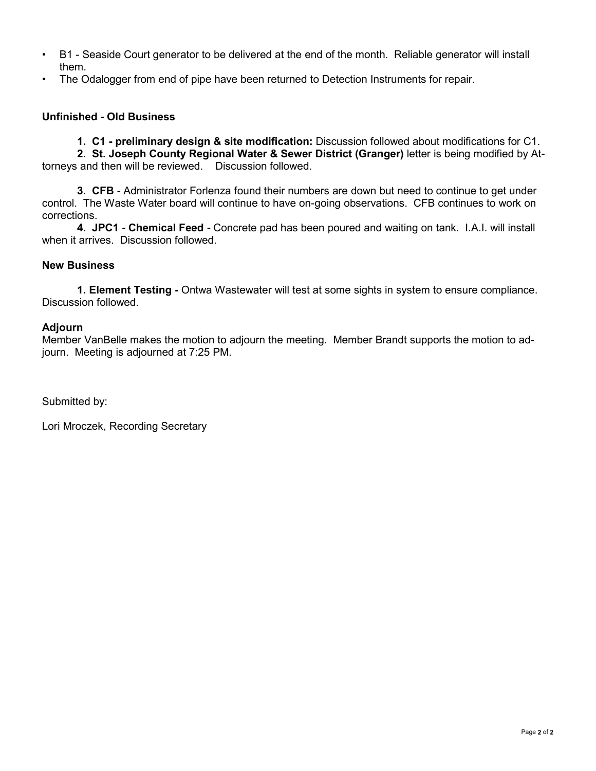- B1 - Seaside Court generator to be delivered at the end of the month. Reliable generator will install them.
- The Odalogger from end of pipe have been returned to Detection Instruments for repair.

**Unfinished - Old Business**

1. **C1 - preliminary design & site modification:** Discussion followed about modifications for C1.
2. **St. Joseph County Regional Water & Sewer District (Granger)** letter is being modified by Attorneys and then will be reviewed. Discussion followed.
3. **CFB** - Administrator Forlenza found their numbers are down but need to continue to get under control. The Waste Water board will continue to have on-going observations. CFB continues to work on corrections.
4. **JPC1 - Chemical Feed -** Concrete pad has been poured and waiting on tank. I.A.I. will install when it arrives. Discussion followed.

**New Business**

1. **Element Testing -** Ontwa Wastewater will test at some sights in system to ensure compliance. Discussion followed.

**Adjourn**

Member VanBelle makes the motion to adjourn the meeting. Member Brandt supports the motion to adjourn. Meeting is adjourned at 7:25 PM.

Submitted by:

Lori Mroczek, Recording Secretary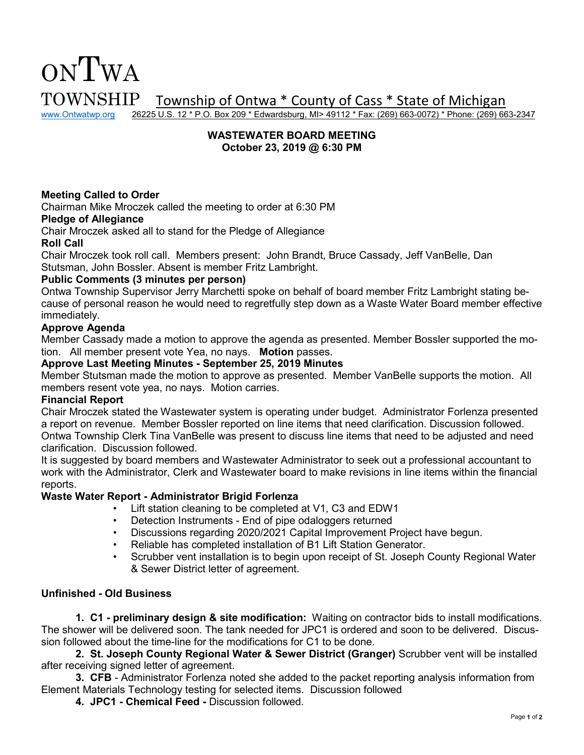# ONTWA TOWNSHIP

Township of Ontwa * County of Cass * State of Michigan

www.Ontwatwp.org 26225 U.S. 12 * P.O. Box 209 * Edwardsburg, MI> 49112 * Fax: (269) 663-0072) * Phone: (269) 663-2347

## WASTEWATER BOARD MEETING
## October 23, 2019 @ 6:30 PM

**Meeting Called to Order**

Chairman Mike Mroczek called the meeting to order at 6:30 PM

**Pledge of Allegiance**

Chair Mroczek asked all to stand for the Pledge of Allegiance

**Roll Call**

Chair Mroczek took roll call. Members present: John Brandt, Bruce Cassady, Jeff VanBelle, Dan Stutsman, John Bossler. Absent is member Fritz Lambright.

**Public Comments (3 minutes per person)**

Ontwa Township Supervisor Jerry Marchetti spoke on behalf of board member Fritz Lambright stating because of personal reason he would need to regretfully step down as a Waste Water Board member effective immediately.

**Approve Agenda**

Member Cassady made a motion to approve the agenda as presented. Member Bossler supported the motion. All member present vote Yea, no nays. **Motion** passes.

**Approve Last Meeting Minutes - September 25, 2019 Minutes**

Member Stutsman made the motion to approve as presented. Member VanBelle supports the motion. All members resent vote yea, no nays. Motion carries.

**Financial Report**

Chair Mroczek stated the Wastewater system is operating under budget. Administrator Forlenza presented a report on revenue. Member Bossler reported on line items that need clarification. Discussion followed. Ontwa Township Clerk Tina VanBelle was present to discuss line items that need to be adjusted and need clarification. Discussion followed.

It is suggested by board members and Wastewater Administrator to seek out a professional accountant to work with the Administrator, Clerk and Wastewater board to make revisions in line items within the financial reports.

**Waste Water Report - Administrator Brigid Forlenza**

- Lift station cleaning to be completed at V1, C3 and EDW1
- Detection Instruments - End of pipe odaloggers returned
- Discussions regarding 2020/2021 Capital Improvement Project have begun.
- Reliable has completed installation of B1 Lift Station Generator.
- Scrubber vent installation is to begin upon receipt of St. Joseph County Regional Water & Sewer District letter of agreement.

**Unfinished - Old Business**

1. **C1 - preliminary design & site modification:** Waiting on contractor bids to install modifications. The shower will be delivered soon. The tank needed for JPC1 is ordered and soon to be delivered. Discussion followed about the time-line for the modifications for C1 to be done.
2. **St. Joseph County Regional Water & Sewer District (Granger)** Scrubber vent will be installed after receiving signed letter of agreement.
3. **CFB** - Administrator Forlenza noted she added to the packet reporting analysis information from Element Materials Technology testing for selected items. Discussion followed
4. **JPC1 - Chemical Feed -** Discussion followed.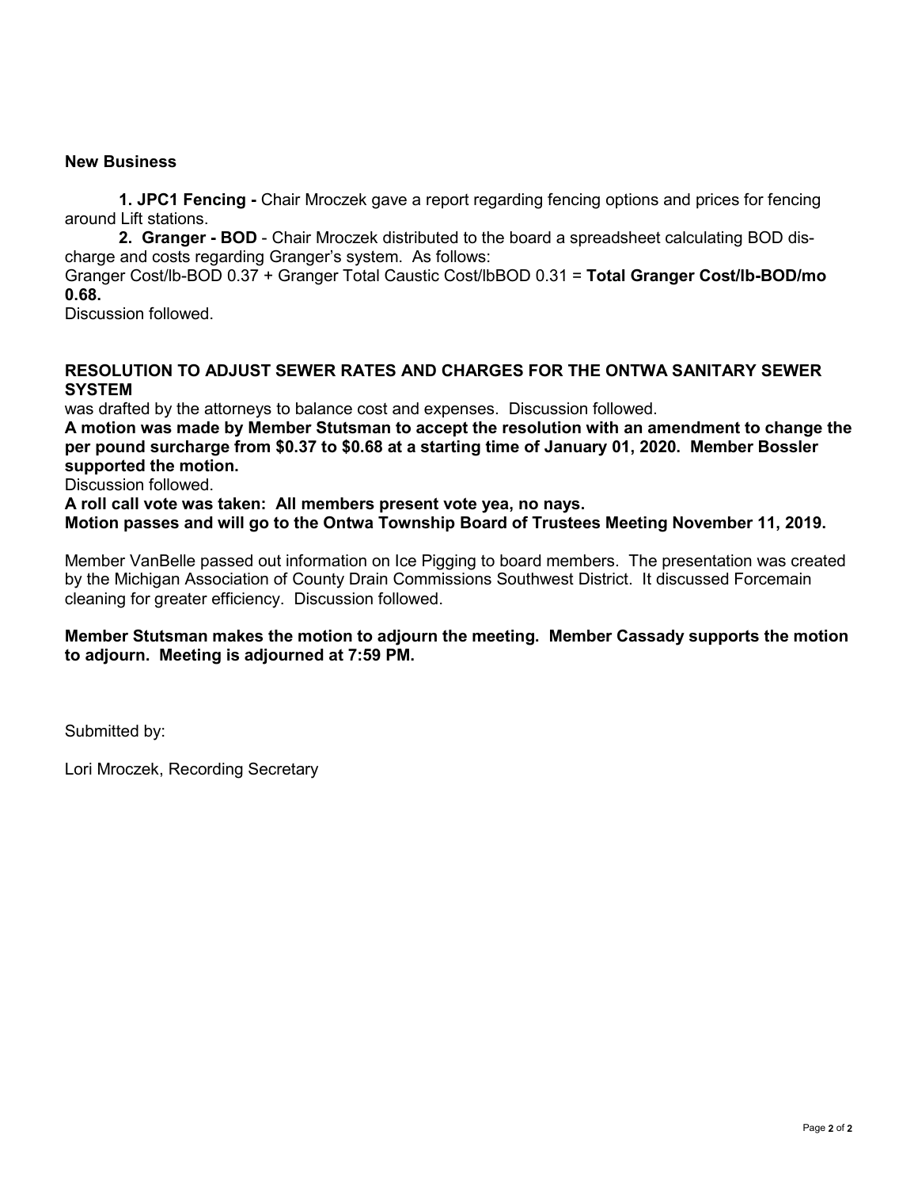**New Business**

**1. JPC1 Fencing -** Chair Mroczek gave a report regarding fencing options and prices for fencing around Lift stations.

**2. Granger - BOD** - Chair Mroczek distributed to the board a spreadsheet calculating BOD discharge and costs regarding Granger's system. As follows:

Granger Cost/lb-BOD 0.37 + Granger Total Caustic Cost/lbBOD 0.31 = **Total Granger Cost/lb-BOD/mo 0.68.**

Discussion followed.

**RESOLUTION TO ADJUST SEWER RATES AND CHARGES FOR THE ONTWA SANITARY SEWER SYSTEM**

was drafted by the attorneys to balance cost and expenses. Discussion followed.

**A motion was made by Member Stutsman to accept the resolution with an amendment to change the per pound surcharge from $0.37 to $0.68 at a starting time of January 01, 2020. Member Bossler supported the motion.**

Discussion followed.

**A roll call vote was taken: All members present vote yea, no nays.**

**Motion passes and will go to the Ontwa Township Board of Trustees Meeting November 11, 2019.**

Member VanBelle passed out information on Ice Pigging to board members. The presentation was created by the Michigan Association of County Drain Commissions Southwest District. It discussed Forcemain cleaning for greater efficiency. Discussion followed.

**Member Stutsman makes the motion to adjourn the meeting. Member Cassady supports the motion to adjourn. Meeting is adjourned at 7:59 PM.**

Submitted by:

Lori Mroczek, Recording Secretary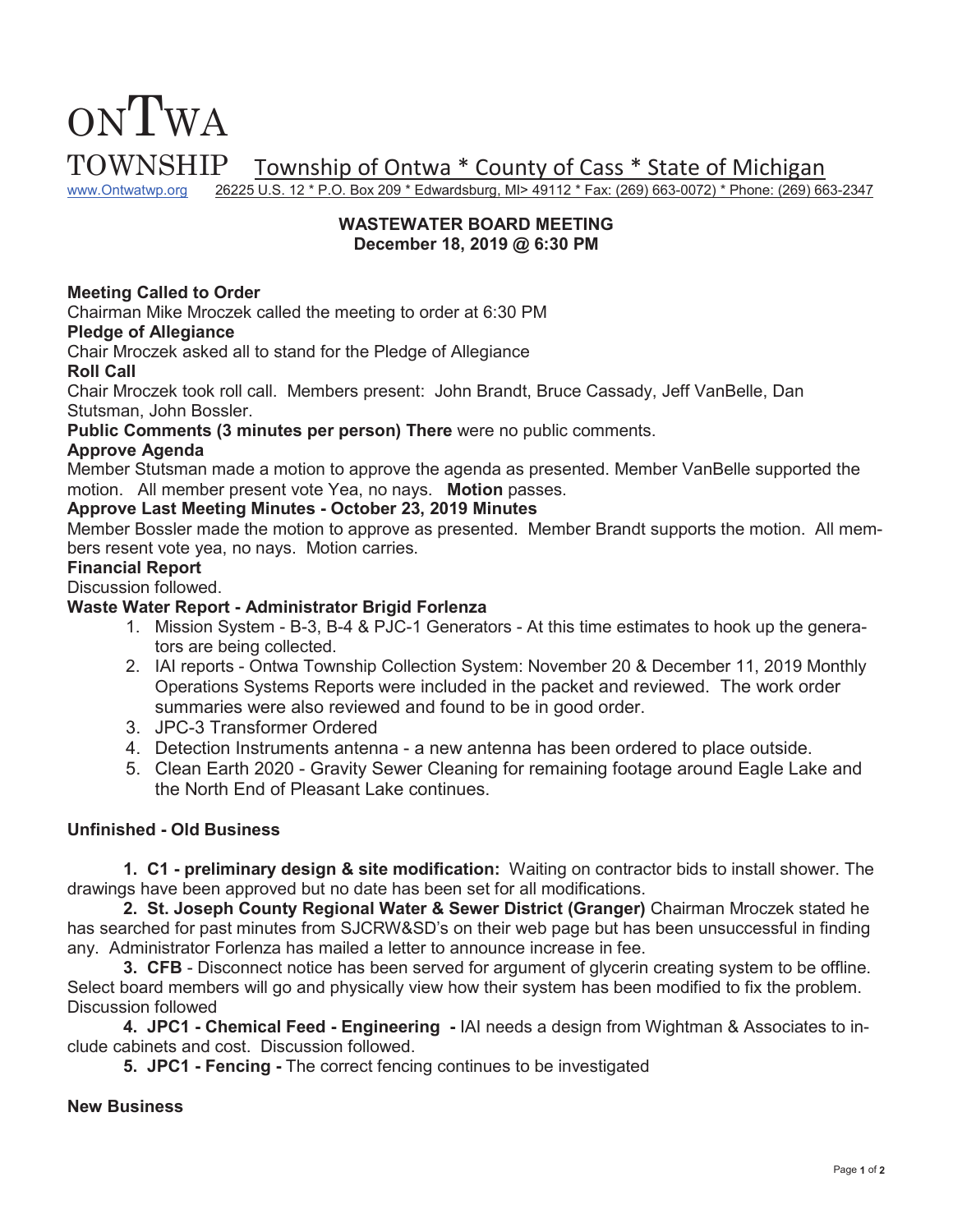# ONTWA

# TOWNSHIP

Township of Ontwa * County of Cass * State of Michigan

www.Ontwatwp.org 26225 U.S. 12 * P.O. Box 209 * Edwardsburg, MI> 49112 * Fax: (269) 663-0072) * Phone: (269) 663-2347

**WASTEWATER BOARD MEETING**
**December 18, 2019 @ 6:30 PM**

**Meeting Called to Order**
Chairman Mike Mroczek called the meeting to order at 6:30 PM

**Pledge of Allegiance**
Chair Mroczek asked all to stand for the Pledge of Allegiance

**Roll Call**
Chair Mroczek took roll call. Members present: John Brandt, Bruce Cassady, Jeff VanBelle, Dan Stutsman, John Bossler.

**Public Comments (3 minutes per person) There** were no public comments.

**Approve Agenda**
Member Stutsman made a motion to approve the agenda as presented. Member VanBelle supported the motion. All member present vote Yea, no nays. **Motion** passes.

**Approve Last Meeting Minutes - October 23, 2019 Minutes**
Member Bossler made the motion to approve as presented. Member Brandt supports the motion. All members resent vote yea, no nays. Motion carries.

**Financial Report**
Discussion followed.

**Waste Water Report - Administrator Brigid Forlenza**

1. Mission System - B-3, B-4 & PJC-1 Generators - At this time estimates to hook up the generators are being collected.
2. IAI reports - Ontwa Township Collection System: November 20 & December 11, 2019 Monthly Operations Systems Reports were included in the packet and reviewed. The work order summaries were also reviewed and found to be in good order.
3. JPC-3 Transformer Ordered
4. Detection Instruments antenna - a new antenna has been ordered to place outside.
5. Clean Earth 2020 - Gravity Sewer Cleaning for remaining footage around Eagle Lake and the North End of Pleasant Lake continues.

**Unfinished - Old Business**

**1. C1 - preliminary design & site modification:** Waiting on contractor bids to install shower. The drawings have been approved but no date has been set for all modifications.

**2. St. Joseph County Regional Water & Sewer District (Granger)** Chairman Mroczek stated he has searched for past minutes from SJCRW&SD's on their web page but has been unsuccessful in finding any. Administrator Forlenza has mailed a letter to announce increase in fee.

**3. CFB** - Disconnect notice has been served for argument of glycerin creating system to be offline. Select board members will go and physically view how their system has been modified to fix the problem. Discussion followed

**4. JPC1 - Chemical Feed - Engineering -** IAI needs a design from Wightman & Associates to include cabinets and cost. Discussion followed.

**5. JPC1 - Fencing -** The correct fencing continues to be investigated

**New Business**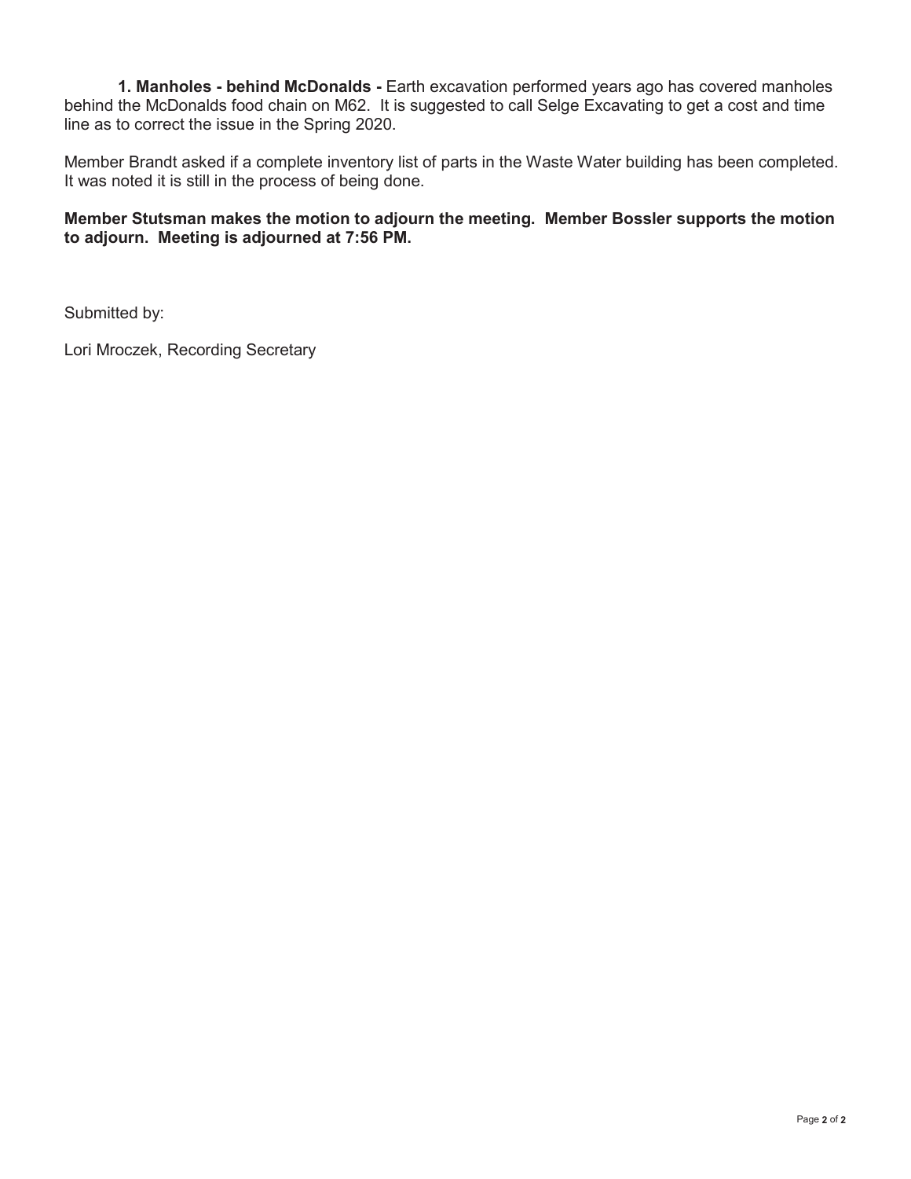**1. Manholes - behind McDonalds -** Earth excavation performed years ago has covered manholes behind the McDonalds food chain on M62. It is suggested to call Selge Excavating to get a cost and time line as to correct the issue in the Spring 2020.

Member Brandt asked if a complete inventory list of parts in the Waste Water building has been completed. It was noted it is still in the process of being done.

**Member Stutsman makes the motion to adjourn the meeting. Member Bossler supports the motion to adjourn. Meeting is adjourned at 7:56 PM.**

Submitted by:

Lori Mroczek, Recording Secretary